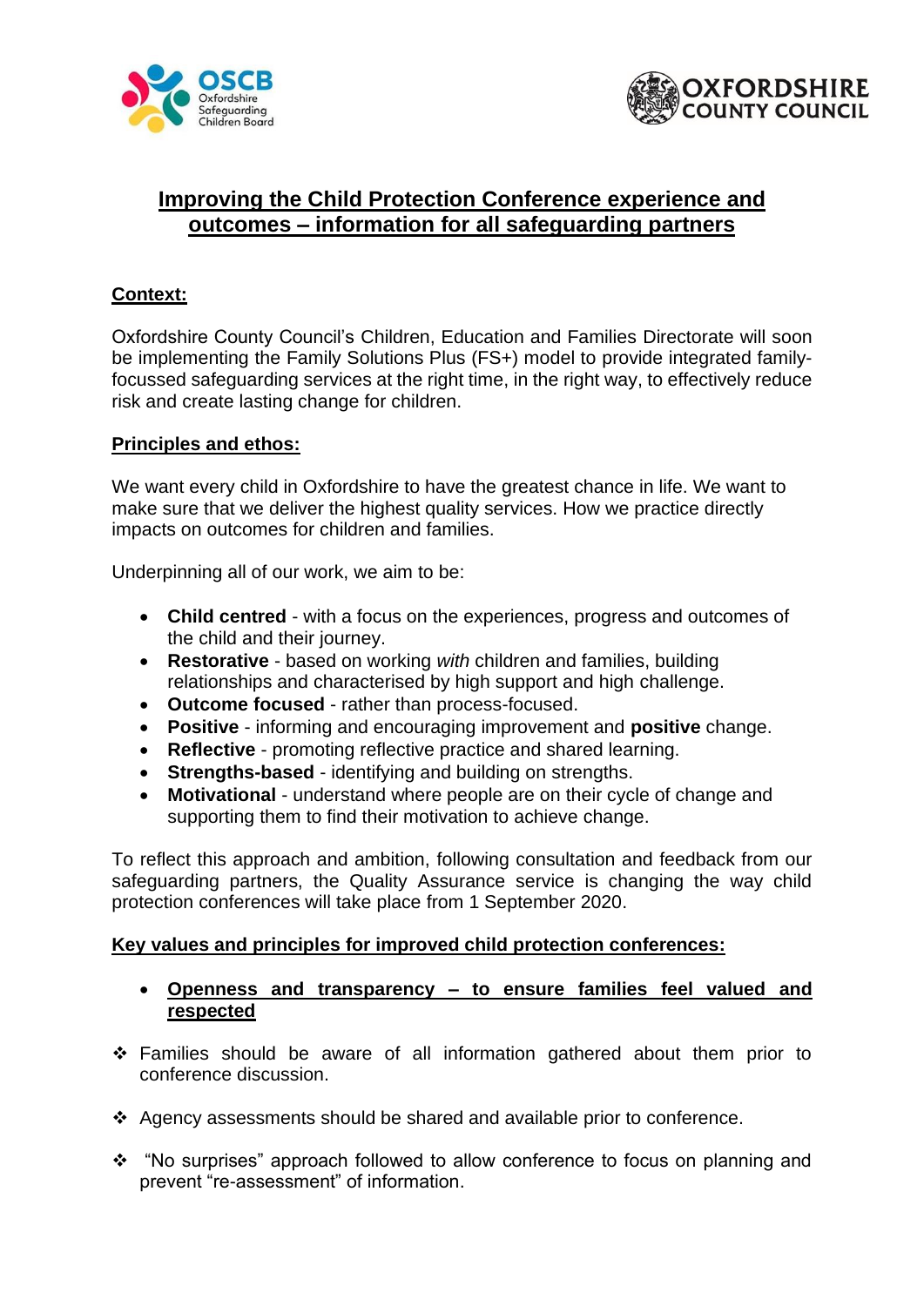# Improving the Child Protection Conference experience and outcomes – information for all safeguarding partners

## Context:

Oxfordshire County Council's Children, Education and Families Directorate will soon be implementing the Family Solutions Plus (FS+) model to provide integrated family-focussed safeguarding services at the right time, in the right way, to effectively reduce risk and create lasting change for children.

## Principles and ethos:

We want every child in Oxfordshire to have the greatest chance in life. We want to make sure that we deliver the highest quality services. How we practice directly impacts on outcomes for children and families.

Underpinning all of our work, we aim to be:

- **Child centred** - with a focus on the experiences, progress and outcomes of the child and their journey.
- **Restorative** - based on working *with* children and families, building relationships and characterised by high support and high challenge.
- **Outcome focused** - rather than process-focused.
- **Positive** - informing and encouraging improvement and **positive** change.
- **Reflective** - promoting reflective practice and shared learning.
- **Strengths-based** - identifying and building on strengths.
- **Motivational** - understand where people are on their cycle of change and supporting them to find their motivation to achieve change.

To reflect this approach and ambition, following consultation and feedback from our safeguarding partners, the Quality Assurance service is changing the way child protection conferences will take place from 1 September 2020.

## Key values and principles for improved child protection conferences:

- **Openness and transparency – to ensure families feel valued and respected**

❖ Families should be aware of all information gathered about them prior to conference discussion.

❖ Agency assessments should be shared and available prior to conference.

❖ "No surprises" approach followed to allow conference to focus on planning and prevent "re-assessment" of information.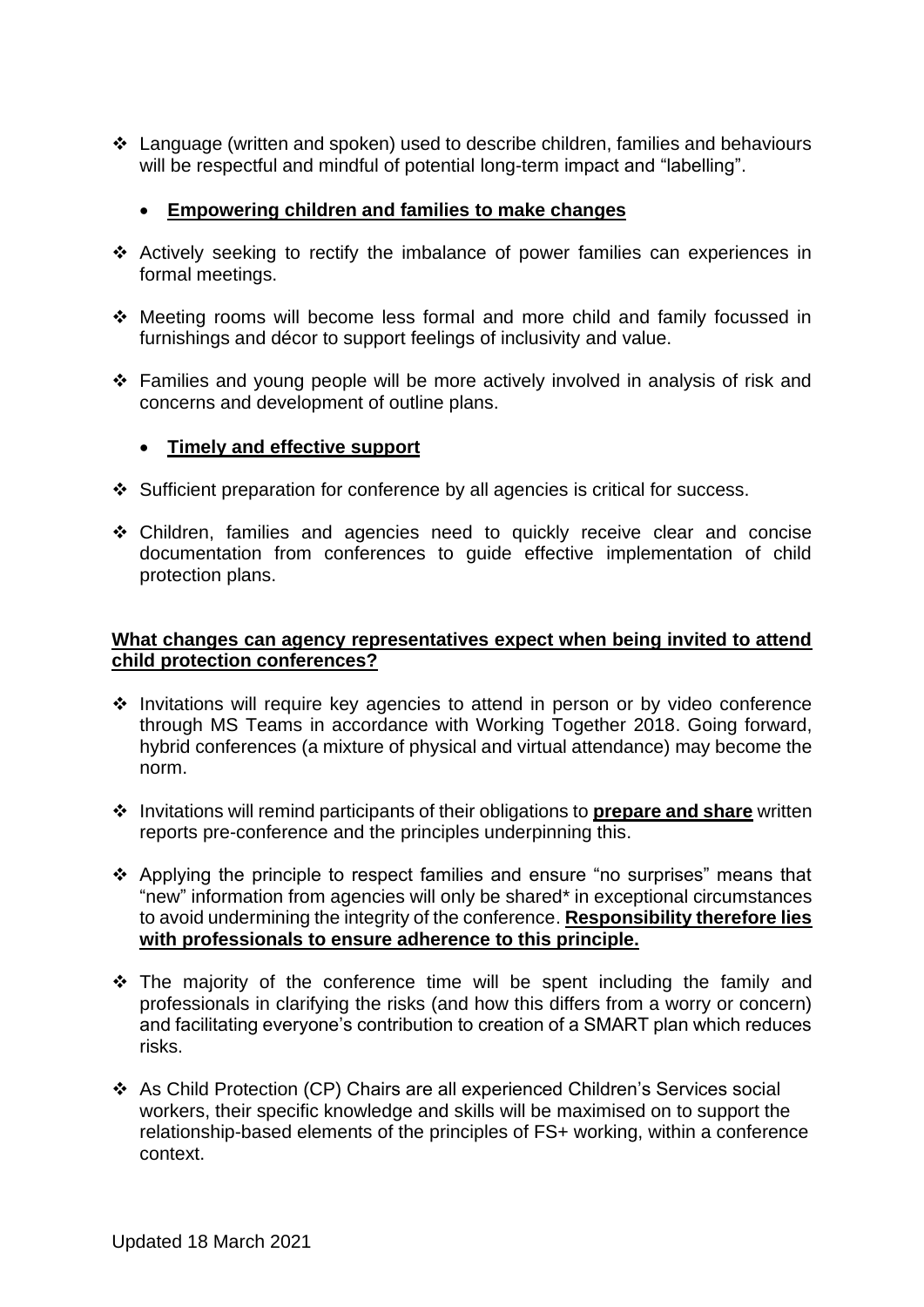- ❖ Language (written and spoken) used to describe children, families and behaviours will be respectful and mindful of potential long-term impact and "labelling".

- **Empowering children and families to make changes**

- ❖ Actively seeking to rectify the imbalance of power families can experiences in formal meetings.
- ❖ Meeting rooms will become less formal and more child and family focussed in furnishings and décor to support feelings of inclusivity and value.
- ❖ Families and young people will be more actively involved in analysis of risk and concerns and development of outline plans.

- **Timely and effective support**

- ❖ Sufficient preparation for conference by all agencies is critical for success.
- ❖ Children, families and agencies need to quickly receive clear and concise documentation from conferences to guide effective implementation of child protection plans.

**What changes can agency representatives expect when being invited to attend child protection conferences?**

- ❖ Invitations will require key agencies to attend in person or by video conference through MS Teams in accordance with Working Together 2018. Going forward, hybrid conferences (a mixture of physical and virtual attendance) may become the norm.
- ❖ Invitations will remind participants of their obligations to **prepare and share** written reports pre-conference and the principles underpinning this.
- ❖ Applying the principle to respect families and ensure "no surprises" means that "new" information from agencies will only be shared* in exceptional circumstances to avoid undermining the integrity of the conference. **Responsibility therefore lies with professionals to ensure adherence to this principle.**
- ❖ The majority of the conference time will be spent including the family and professionals in clarifying the risks (and how this differs from a worry or concern) and facilitating everyone's contribution to creation of a SMART plan which reduces risks.
- ❖ As Child Protection (CP) Chairs are all experienced Children's Services social workers, their specific knowledge and skills will be maximised on to support the relationship-based elements of the principles of FS+ working, within a conference context.

Updated 18 March 2021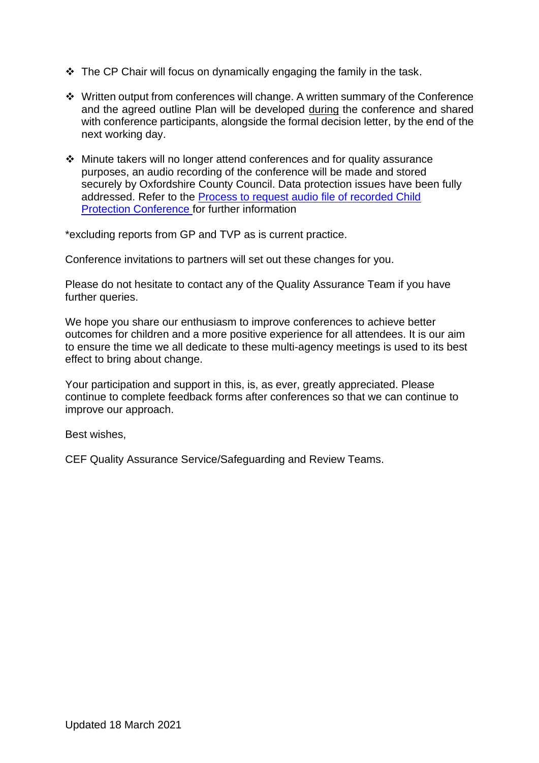- The CP Chair will focus on dynamically engaging the family in the task.

- Written output from conferences will change. A written summary of the Conference and the agreed outline Plan will be developed during the conference and shared with conference participants, alongside the formal decision letter, by the end of the next working day.

- Minute takers will no longer attend conferences and for quality assurance purposes, an audio recording of the conference will be made and stored securely by Oxfordshire County Council. Data protection issues have been fully addressed. Refer to the Process to request audio file of recorded Child Protection Conference for further information

*excluding reports from GP and TVP as is current practice.

Conference invitations to partners will set out these changes for you.

Please do not hesitate to contact any of the Quality Assurance Team if you have further queries.

We hope you share our enthusiasm to improve conferences to achieve better outcomes for children and a more positive experience for all attendees. It is our aim to ensure the time we all dedicate to these multi-agency meetings is used to its best effect to bring about change.

Your participation and support in this, is, as ever, greatly appreciated. Please continue to complete feedback forms after conferences so that we can continue to improve our approach.

Best wishes,

CEF Quality Assurance Service/Safeguarding and Review Teams.

Updated 18 March 2021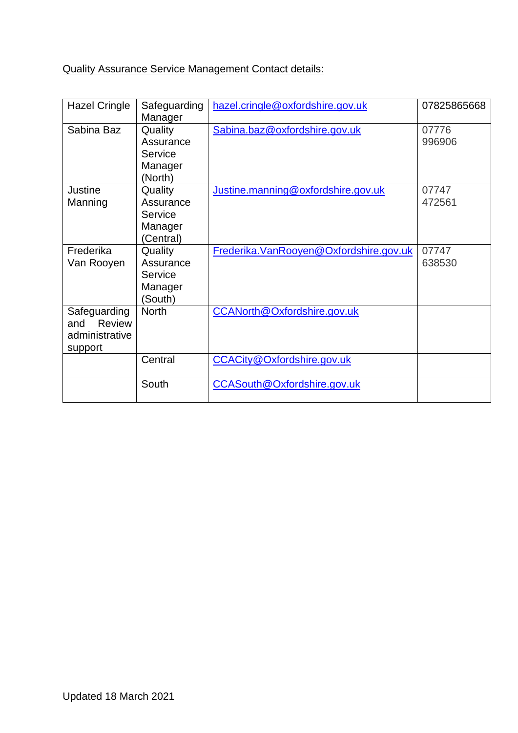Quality Assurance Service Management Contact details:

| | | | |
|---|---|---|---|
| Hazel Cringle | Safeguarding Manager | hazel.cringle@oxfordshire.gov.uk | 07825865668 |
| Sabina Baz | Quality Assurance Service Manager (North) | Sabina.baz@oxfordshire.gov.uk | 07776 996906 |
| Justine Manning | Quality Assurance Service Manager (Central) | Justine.manning@oxfordshire.gov.uk | 07747 472561 |
| Frederika Van Rooyen | Quality Assurance Service Manager (South) | Frederika.VanRooyen@Oxfordshire.gov.uk | 07747 638530 |
| Safeguarding and Review administrative support | North | CCANorth@Oxfordshire.gov.uk | |
| | Central | CCACity@Oxfordshire.gov.uk | |
| | South | CCASouth@Oxfordshire.gov.uk | |

Updated 18 March 2021